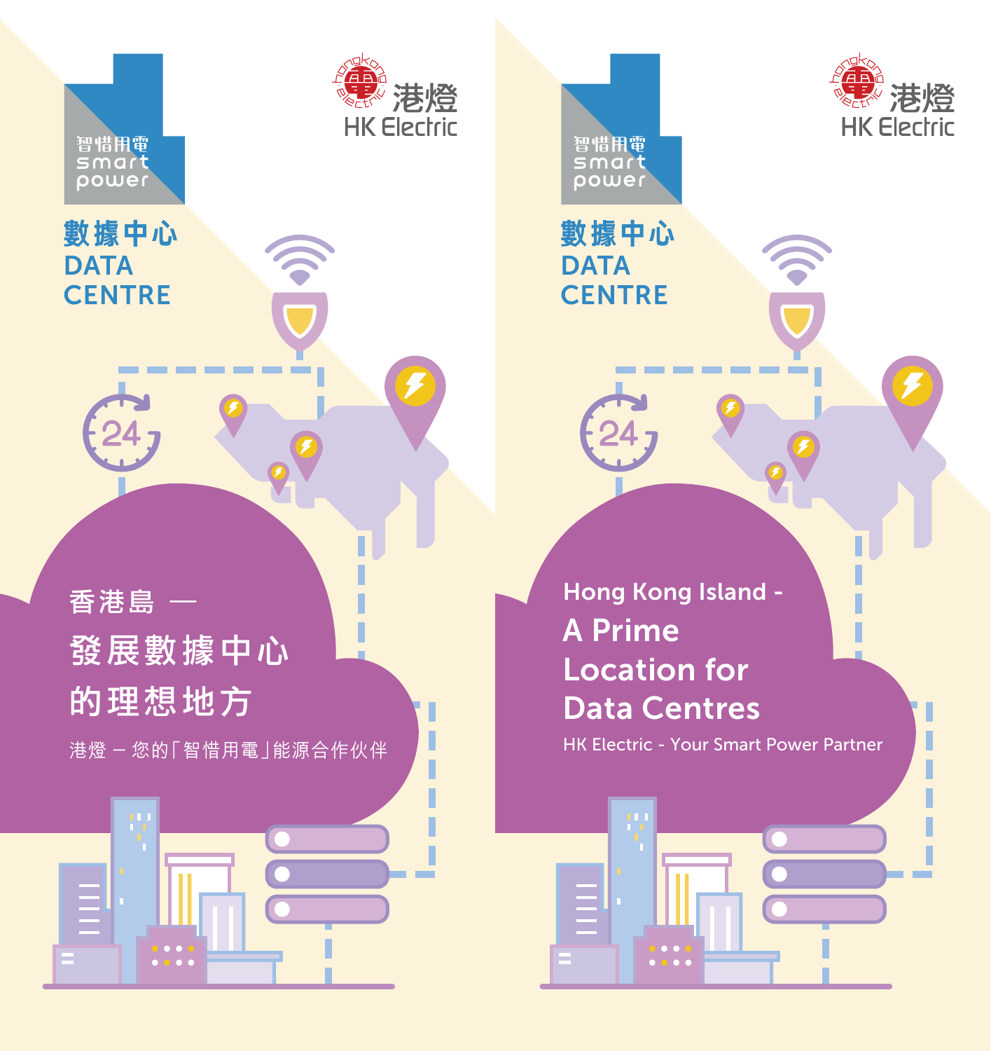智惜用電
smart
power

港燈
HK Electric

# 數據中心
# DATA CENTRE

24

## 香港島 —
## 發展數據中心的理想地方

港燈 – 您的「智惜用電」能源合作伙伴

智惜用電
smart
power

港燈
HK Electric

# 數據中心
# DATA CENTRE

24

## Hong Kong Island -
## A Prime Location for Data Centres

HK Electric - Your Smart Power Partner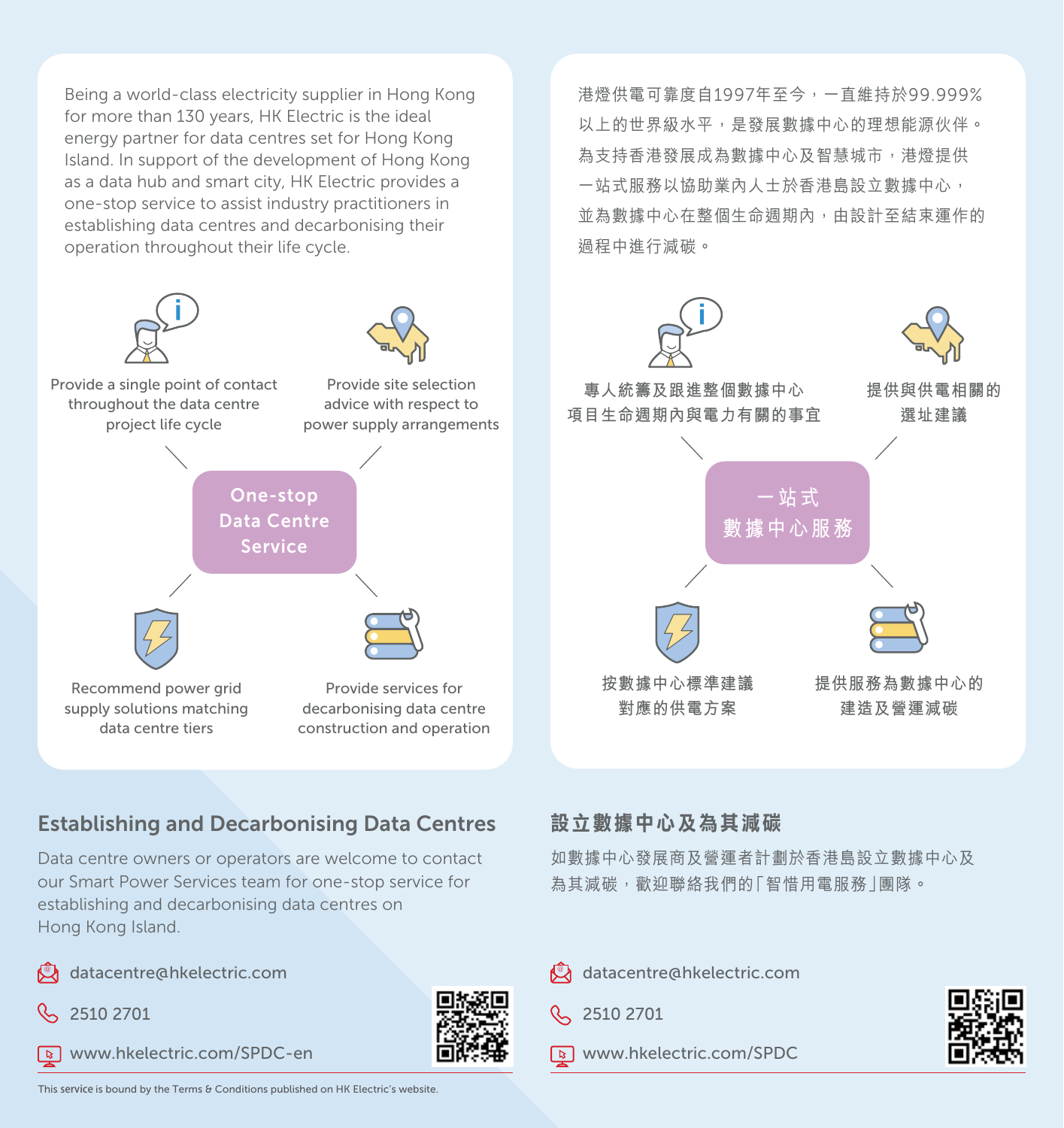Being a world-class electricity supplier in Hong Kong for more than 130 years, HK Electric is the ideal energy partner for data centres set for Hong Kong Island. In support of the development of Hong Kong as a data hub and smart city, HK Electric provides a one-stop service to assist industry practitioners in establishing data centres and decarbonising their operation throughout their life cycle.

**One-stop Data Centre Service**

- Provide a single point of contact throughout the data centre project life cycle
- Provide site selection advice with respect to power supply arrangements
- Recommend power grid supply solutions matching data centre tiers
- Provide services for decarbonising data centre construction and operation

港燈供電可靠度自1997年至今，一直維持於99.999%以上的世界級水平，是發展數據中心的理想能源伙伴。為支持香港發展成為數據中心及智慧城市，港燈提供一站式服務以協助業內人士於香港島設立數據中心，並為數據中心在整個生命週期內，由設計至結束運作的過程中進行減碳。

**一站式數據中心服務**

- 專人統籌及跟進整個數據中心項目生命週期內與電力有關的事宜
- 提供與供電相關的選址建議
- 按數據中心標準建議對應的供電方案
- 提供服務為數據中心的建造及營運減碳

## Establishing and Decarbonising Data Centres

Data centre owners or operators are welcome to contact our Smart Power Services team for one-stop service for establishing and decarbonising data centres on Hong Kong Island.

datacentre@hkelectric.com

2510 2701

www.hkelectric.com/SPDC-en

## 設立數據中心及為其減碳

如數據中心發展商及營運者計劃於香港島設立數據中心及為其減碳，歡迎聯絡我們的「智惜用電服務」團隊。

datacentre@hkelectric.com

2510 2701

www.hkelectric.com/SPDC

This service is bound by the Terms & Conditions published on HK Electric's website.